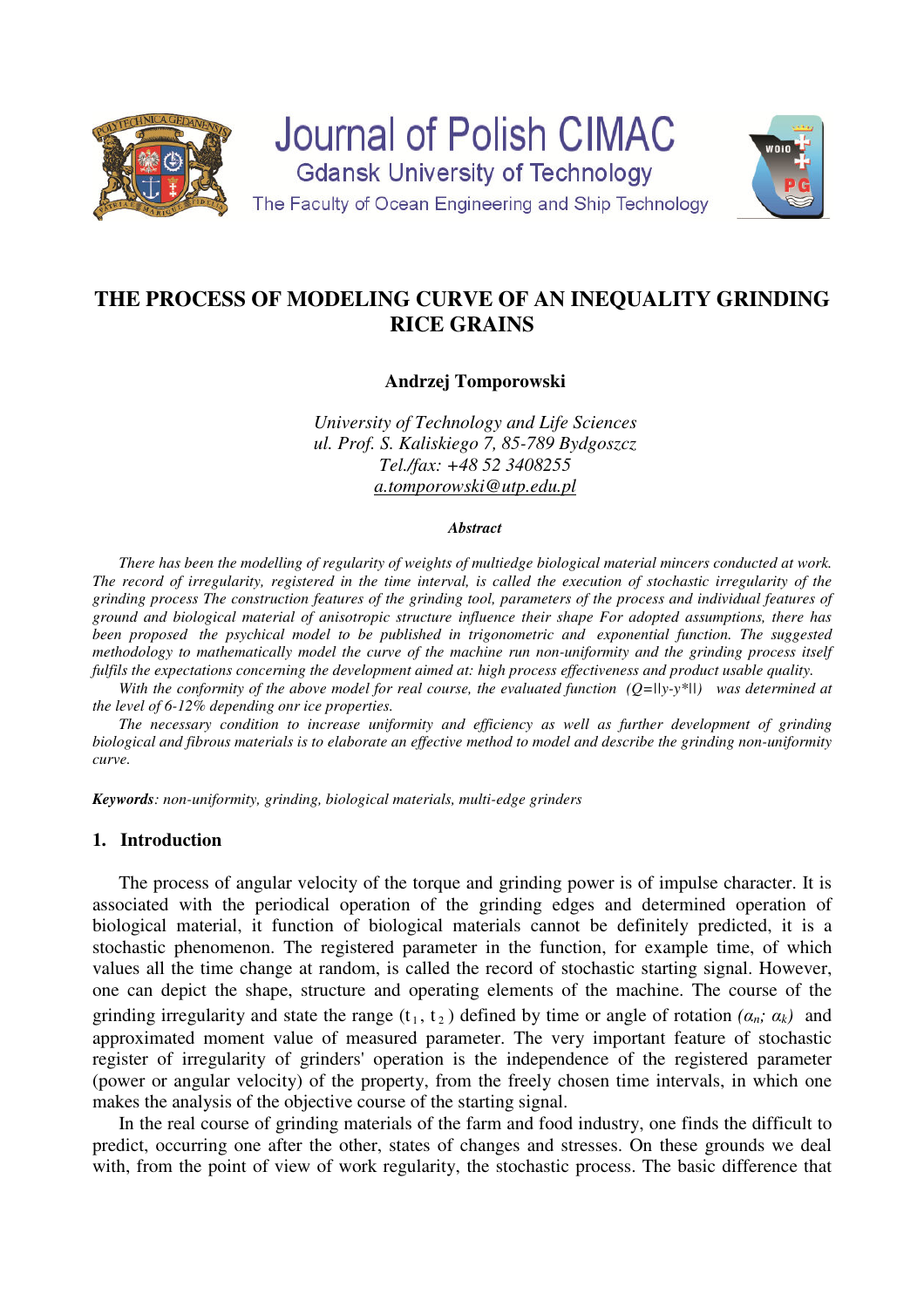Journal of Polish CIMAC

Gdansk University of Technology

The Faculty of Ocean Engineering and Ship Technology

# THE PROCESS OF MODELING CURVE OF AN INEQUALITY GRINDING RICE GRAINS

**Andrzej Tomporowski**

*University of Technology and Life Sciences*
*ul. Prof. S. Kaliskiego 7, 85-789 Bydgoszcz*
*Tel./fax: +48 52 3408255*
*a.tomporowski@utp.edu.pl*

***Abstract***

*There has been the modelling of regularity of weights of multiedge biological material mincers conducted at work. The record of irregularity, registered in the time interval, is called the execution of stochastic irregularity of the grinding process The construction features of the grinding tool, parameters of the process and individual features of ground and biological material of anisotropic structure influence their shape For adopted assumptions, there has been proposed the psychical model to be published in trigonometric and exponential function. The suggested methodology to mathematically model the curve of the machine run non-uniformity and the grinding process itself fulfils the expectations concerning the development aimed at: high process effectiveness and product usable quality.*

*With the conformity of the above model for real course, the evaluated function* $(Q=||y-y^*||)$ *was determined at the level of 6-12% depending onr ice properties.*

*The necessary condition to increase uniformity and efficiency as well as further development of grinding biological and fibrous materials is to elaborate an effective method to model and describe the grinding non-uniformity curve.*

***Keywords****: non-uniformity, grinding, biological materials, multi-edge grinders*

## 1. Introduction

The process of angular velocity of the torque and grinding power is of impulse character. It is associated with the periodical operation of the grinding edges and determined operation of biological material, it function of biological materials cannot be definitely predicted, it is a stochastic phenomenon. The registered parameter in the function, for example time, of which values all the time change at random, is called the record of stochastic starting signal. However, one can depict the shape, structure and operating elements of the machine. The course of the grinding irregularity and state the range $(t_1, t_2)$ defined by time or angle of rotation $(\alpha_n; \alpha_k)$ and approximated moment value of measured parameter. The very important feature of stochastic register of irregularity of grinders' operation is the independence of the registered parameter (power or angular velocity) of the property, from the freely chosen time intervals, in which one makes the analysis of the objective course of the starting signal.

In the real course of grinding materials of the farm and food industry, one finds the difficult to predict, occurring one after the other, states of changes and stresses. On these grounds we deal with, from the point of view of work regularity, the stochastic process. The basic difference that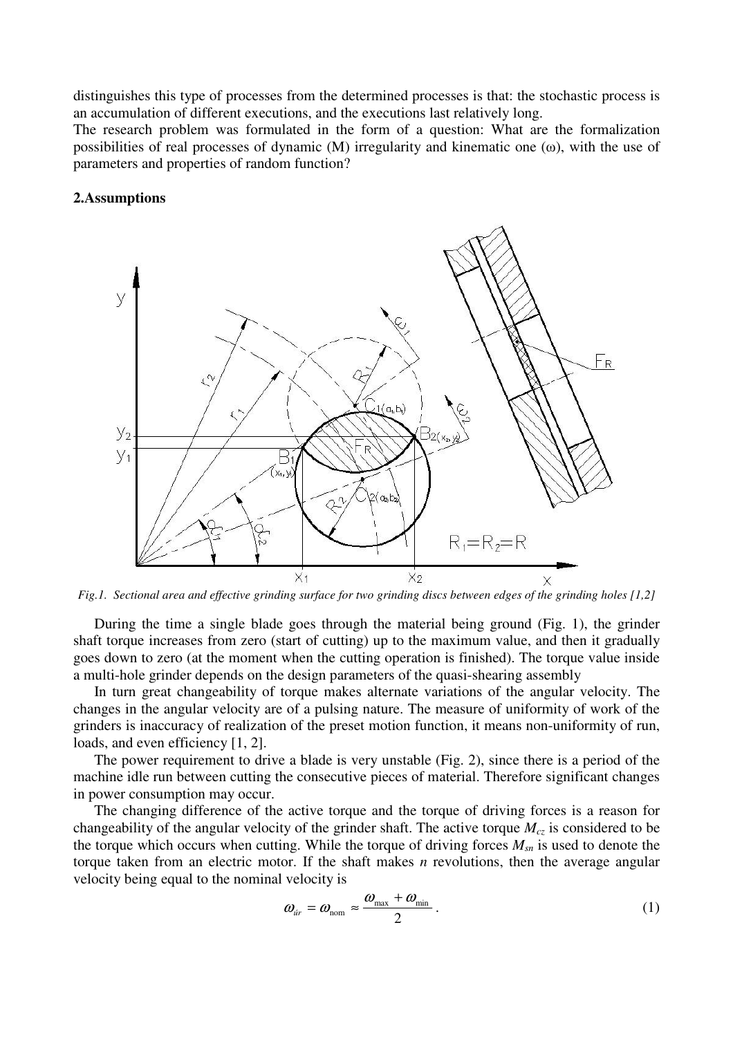distinguishes this type of processes from the determined processes is that: the stochastic process is an accumulation of different executions, and the executions last relatively long.

The research problem was formulated in the form of a question: What are the formalization possibilities of real processes of dynamic (M) irregularity and kinematic one (ω), with the use of parameters and properties of random function?

## 2.Assumptions

*Fig.1. Sectional area and effective grinding surface for two grinding discs between edges of the grinding holes [1,2]*

During the time a single blade goes through the material being ground (Fig. 1), the grinder shaft torque increases from zero (start of cutting) up to the maximum value, and then it gradually goes down to zero (at the moment when the cutting operation is finished). The torque value inside a multi-hole grinder depends on the design parameters of the quasi-shearing assembly

In turn great changeability of torque makes alternate variations of the angular velocity. The changes in the angular velocity are of a pulsing nature. The measure of uniformity of work of the grinders is inaccuracy of realization of the preset motion function, it means non-uniformity of run, loads, and even efficiency [1, 2].

The power requirement to drive a blade is very unstable (Fig. 2), since there is a period of the machine idle run between cutting the consecutive pieces of material. Therefore significant changes in power consumption may occur.

The changing difference of the active torque and the torque of driving forces is a reason for changeability of the angular velocity of the grinder shaft. The active torque $M_{cz}$ is considered to be the torque which occurs when cutting. While the torque of driving forces $M_{sn}$ is used to denote the torque taken from an electric motor. If the shaft makes $n$ revolutions, then the average angular velocity being equal to the nominal velocity is

$$\omega_{\acute{s}r} = \omega_{\text{nom}} \approx \frac{\omega_{\max} + \omega_{\min}}{2}. \tag{1}$$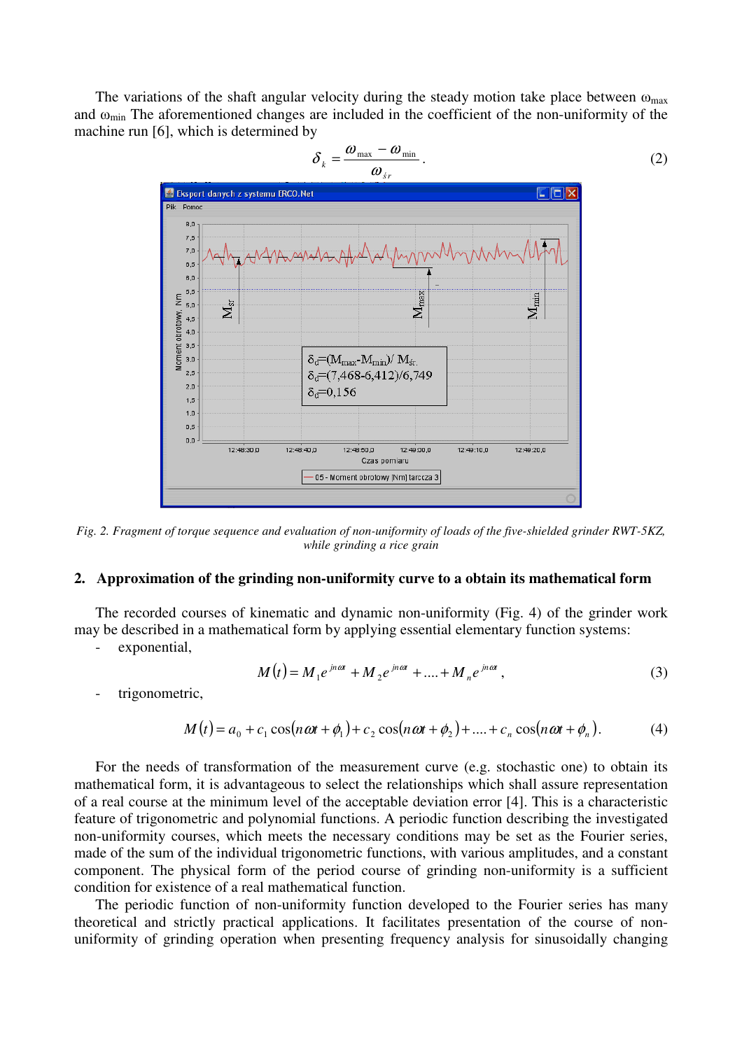The variations of the shaft angular velocity during the steady motion take place between $\omega_{max}$ and $\omega_{min}$ The aforementioned changes are included in the coefficient of the non-uniformity of the machine run [6], which is determined by

$$\delta_k = \frac{\omega_{max} - \omega_{min}}{\omega_{\acute{s}r}}. \tag{2}$$

*Fig. 2. Fragment of torque sequence and evaluation of non-uniformity of loads of the five-shielded grinder RWT-5KZ, while grinding a rice grain*

## 2. Approximation of the grinding non-uniformity curve to a obtain its mathematical form

The recorded courses of kinematic and dynamic non-uniformity (Fig. 4) of the grinder work may be described in a mathematical form by applying essential elementary function systems:

- exponential,

$$M(t) = M_1 e^{jn\omega t} + M_2 e^{jn\omega t} + .... + M_n e^{jn\omega t}, \tag{3}$$

- trigonometric,

$$M(t) = a_0 + c_1 \cos(n\omega t + \phi_1) + c_2 \cos(n\omega t + \phi_2) + .... + c_n \cos(n\omega t + \phi_n). \tag{4}$$

For the needs of transformation of the measurement curve (e.g. stochastic one) to obtain its mathematical form, it is advantageous to select the relationships which shall assure representation of a real course at the minimum level of the acceptable deviation error [4]. This is a characteristic feature of trigonometric and polynomial functions. A periodic function describing the investigated non-uniformity courses, which meets the necessary conditions may be set as the Fourier series, made of the sum of the individual trigonometric functions, with various amplitudes, and a constant component. The physical form of the period course of grinding non-uniformity is a sufficient condition for existence of a real mathematical function.

The periodic function of non-uniformity function developed to the Fourier series has many theoretical and strictly practical applications. It facilitates presentation of the course of non-uniformity of grinding operation when presenting frequency analysis for sinusoidally changing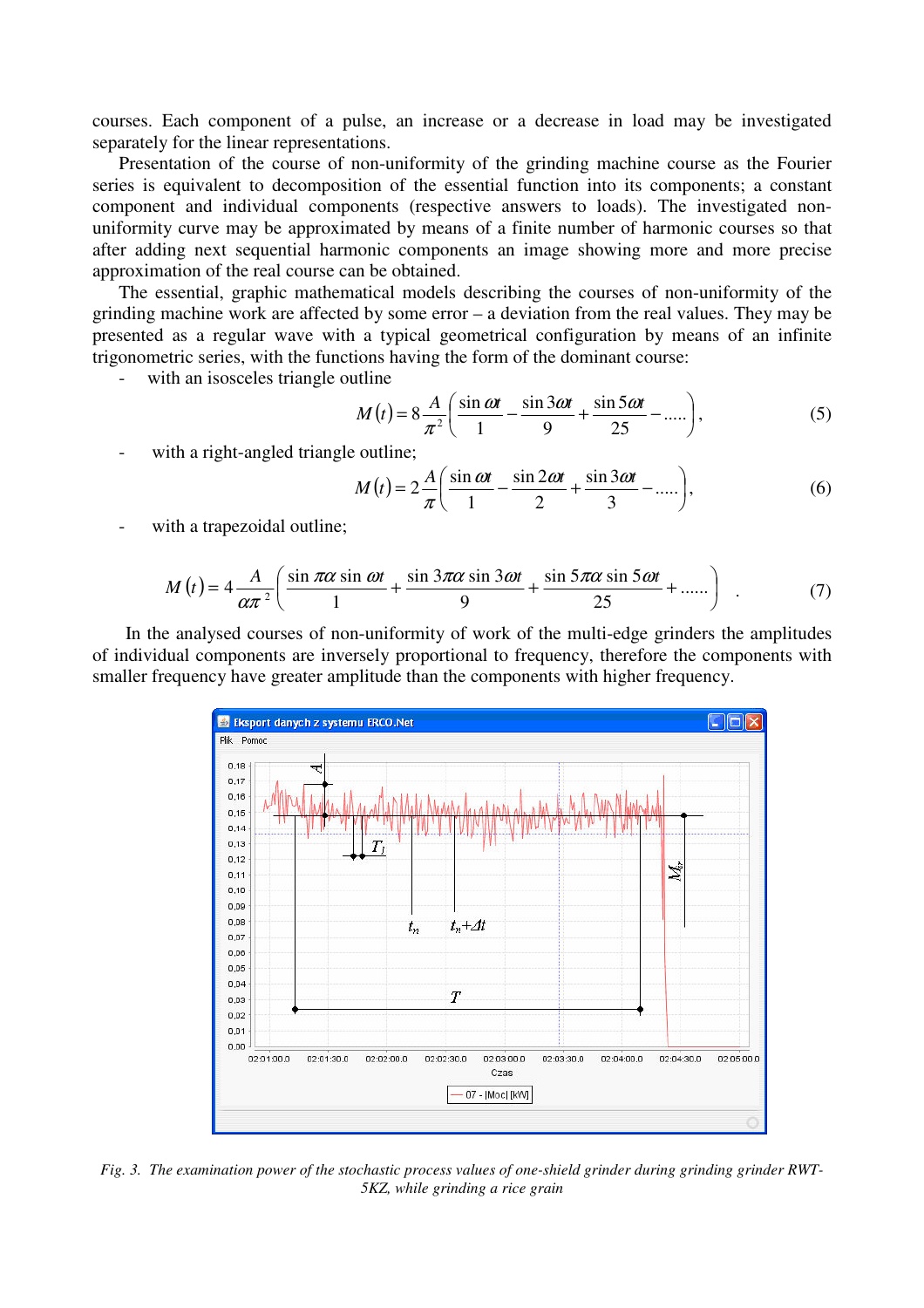courses. Each component of a pulse, an increase or a decrease in load may be investigated separately for the linear representations.

Presentation of the course of non-uniformity of the grinding machine course as the Fourier series is equivalent to decomposition of the essential function into its components; a constant component and individual components (respective answers to loads). The investigated non-uniformity curve may be approximated by means of a finite number of harmonic courses so that after adding next sequential harmonic components an image showing more and more precise approximation of the real course can be obtained.

The essential, graphic mathematical models describing the courses of non-uniformity of the grinding machine work are affected by some error – a deviation from the real values. They may be presented as a regular wave with a typical geometrical configuration by means of an infinite trigonometric series, with the functions having the form of the dominant course:

- with an isosceles triangle outline

$$M(t) = 8\frac{A}{\pi^2}\left(\frac{\sin \omega t}{1} - \frac{\sin 3\omega t}{9} + \frac{\sin 5\omega t}{25} - .....\right), \tag{5}$$

- with a right-angled triangle outline;

$$M(t) = 2\frac{A}{\pi}\left(\frac{\sin \omega t}{1} - \frac{\sin 2\omega t}{2} + \frac{\sin 3\omega t}{3} - .....\right), \tag{6}$$

- with a trapezoidal outline;

$$M(t) = 4\frac{A}{\alpha\pi^2}\left(\frac{\sin \pi\alpha \sin \omega t}{1} + \frac{\sin 3\pi\alpha \sin 3\omega t}{9} + \frac{\sin 5\pi\alpha \sin 5\omega t}{25} + ......\right) \quad . \tag{7}$$

In the analysed courses of non-uniformity of work of the multi-edge grinders the amplitudes of individual components are inversely proportional to frequency, therefore the components with smaller frequency have greater amplitude than the components with higher frequency.

*Fig. 3. The examination power of the stochastic process values of one-shield grinder during grinding grinder RWT-5KZ, while grinding a rice grain*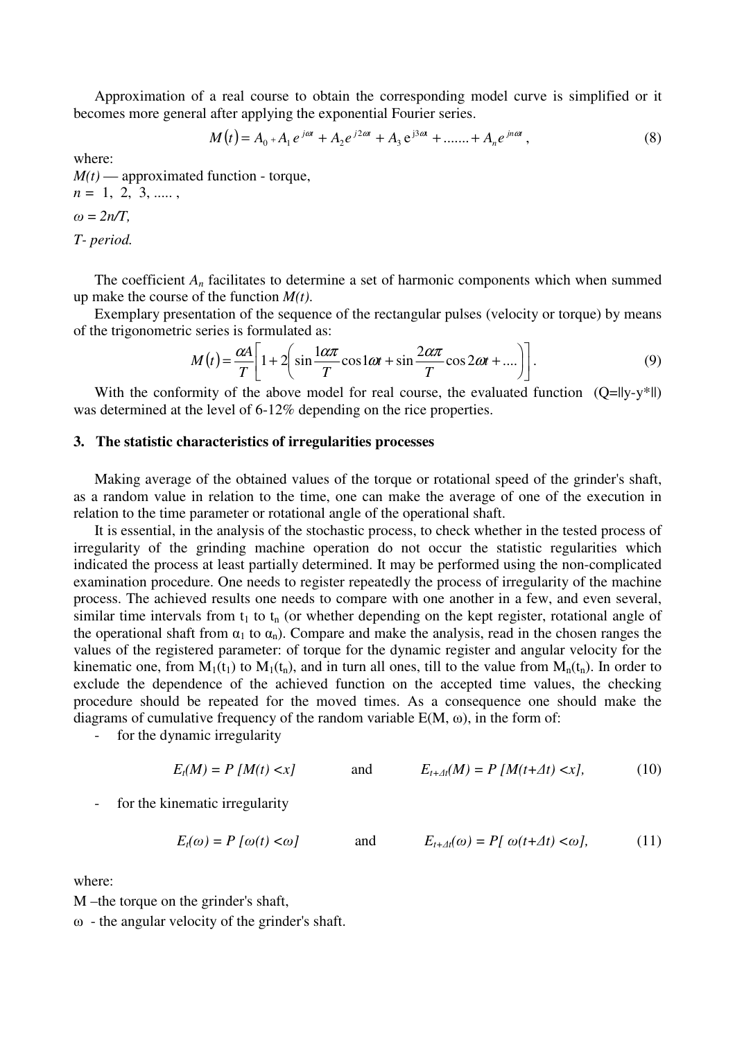Approximation of a real course to obtain the corresponding model curve is simplified or it becomes more general after applying the exponential Fourier series.

$$M(t) = A_0 + A_1 e^{j\omega t} + A_2 e^{j2\omega t} + A_3 e^{j3\omega t} + ....... + A_n e^{jn\omega t}, \tag{8}$$

where:

$M(t)$ — approximated function - torque,

$n = 1, 2, 3, .....,$

$\omega = 2n/T,$

*T- period.*

The coefficient $A_n$ facilitates to determine a set of harmonic components which when summed up make the course of the function $M(t)$.

Exemplary presentation of the sequence of the rectangular pulses (velocity or torque) by means of the trigonometric series is formulated as:

$$M(t) = \frac{\alpha A}{T}\left[1 + 2\left(\sin\frac{1\alpha\pi}{T}\cos 1\omega t + \sin\frac{2\alpha\pi}{T}\cos 2\omega t + ....\right)\right]. \tag{9}$$

With the conformity of the above model for real course, the evaluated function ($Q=\|y-y^*\|$) was determined at the level of 6-12% depending on the rice properties.

### 3. The statistic characteristics of irregularities processes

Making average of the obtained values of the torque or rotational speed of the grinder's shaft, as a random value in relation to the time, one can make the average of one of the execution in relation to the time parameter or rotational angle of the operational shaft.

It is essential, in the analysis of the stochastic process, to check whether in the tested process of irregularity of the grinding machine operation do not occur the statistic regularities which indicated the process at least partially determined. It may be performed using the non-complicated examination procedure. One needs to register repeatedly the process of irregularity of the machine process. The achieved results one needs to compare with one another in a few, and even several, similar time intervals from $t_1$ to $t_n$ (or whether depending on the kept register, rotational angle of the operational shaft from $\alpha_1$ to $\alpha_n$). Compare and make the analysis, read in the chosen ranges the values of the registered parameter: of torque for the dynamic register and angular velocity for the kinematic one, from $M_1(t_1)$ to $M_1(t_n)$, and in turn all ones, till to the value from $M_n(t_n)$. In order to exclude the dependence of the achieved function on the accepted time values, the checking procedure should be repeated for the moved times. As a consequence one should make the diagrams of cumulative frequency of the random variable $E(M, \omega)$, in the form of:

- for the dynamic irregularity

$$E_t(M) = P\,[M(t) < x] \qquad \text{and} \qquad E_{t+\Delta t}(M) = P\,[M(t+\Delta t) < x], \tag{10}$$

- for the kinematic irregularity

$$E_t(\omega) = P\,[\omega(t) < \omega] \qquad \text{and} \qquad E_{t+\Delta t}(\omega) = P[\,\omega(t+\Delta t) < \omega], \tag{11}$$

where:

M –the torque on the grinder's shaft,

$\omega$ - the angular velocity of the grinder's shaft.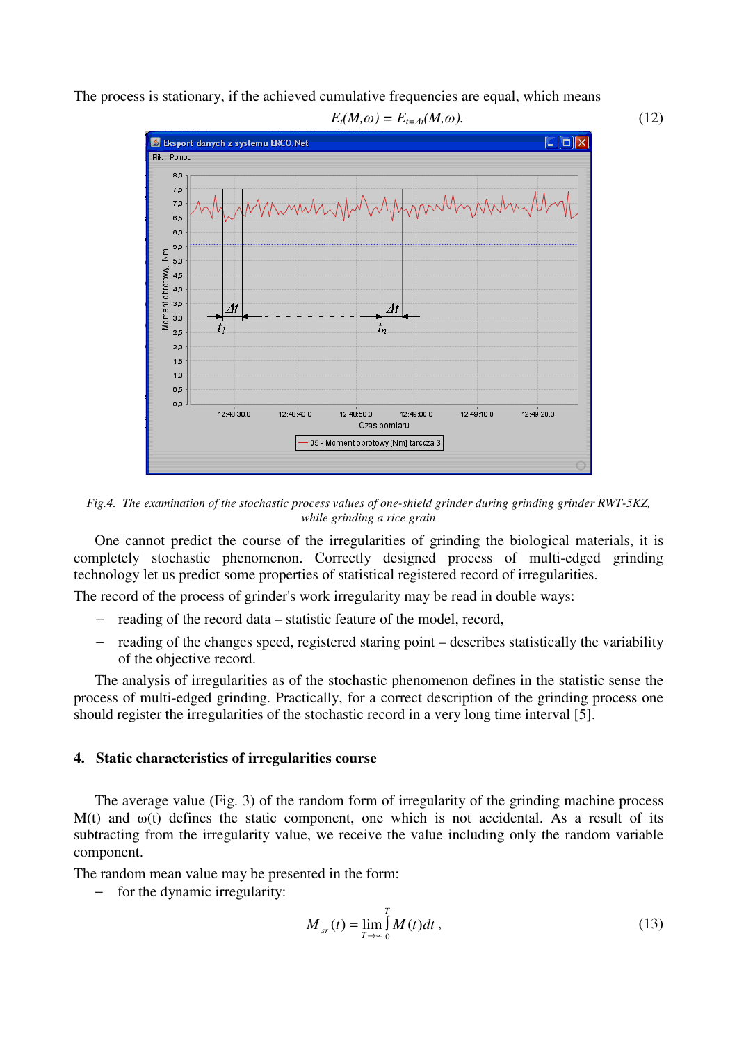The process is stationary, if the achieved cumulative frequencies are equal, which means

$$E_t(M,\omega) = E_{t=\Delta t}(M,\omega). \tag{12}$$

Fig.4. The examination of the stochastic process values of one-shield grinder during grinding grinder RWT-5KZ, while grinding a rice grain

One cannot predict the course of the irregularities of grinding the biological materials, it is completely stochastic phenomenon. Correctly designed process of multi-edged grinding technology let us predict some properties of statistical registered record of irregularities.

The record of the process of grinder's work irregularity may be read in double ways:

- reading of the record data – statistic feature of the model, record,
- reading of the changes speed, registered staring point – describes statistically the variability of the objective record.

The analysis of irregularities as of the stochastic phenomenon defines in the statistic sense the process of multi-edged grinding. Practically, for a correct description of the grinding process one should register the irregularities of the stochastic record in a very long time interval [5].

## 4. Static characteristics of irregularities course

The average value (Fig. 3) of the random form of irregularity of the grinding machine process M(t) and ω(t) defines the static component, one which is not accidental. As a result of its subtracting from the irregularity value, we receive the value including only the random variable component.

The random mean value may be presented in the form:

- for the dynamic irregularity:

$$M_{sr}(t) = \lim_{T \to \infty} \int_0^T M(t)dt\,, \tag{13}$$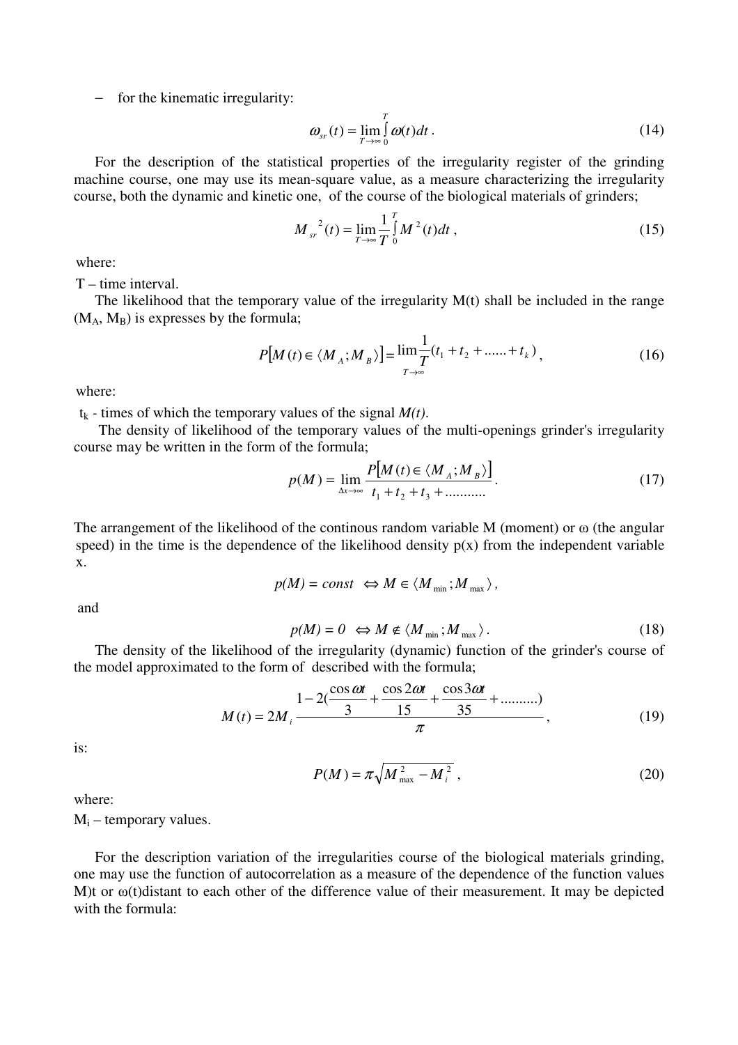- for the kinematic irregularity:

$$\omega_{sr}(t) = \lim_{T \to \infty} \int_0^T \omega(t) dt \,. \tag{14}$$

For the description of the statistical properties of the irregularity register of the grinding machine course, one may use its mean-square value, as a measure characterizing the irregularity course, both the dynamic and kinetic one, of the course of the biological materials of grinders;

$$M_{sr}{}^2(t) = \lim_{T \to \infty} \frac{1}{T} \int_0^T M^2(t) dt \,, \tag{15}$$

where:

T – time interval.

The likelihood that the temporary value of the irregularity M(t) shall be included in the range ($M_A$, $M_B$) is expresses by the formula;

$$P\left[M(t) \in \langle M_A; M_B \rangle\right] = \lim_{T \to \infty} \frac{1}{T}(t_1 + t_2 + ...... + t_k) \,, \tag{16}$$

where:

$t_k$ - times of which the temporary values of the signal *M(t)*.

The density of likelihood of the temporary values of the multi-openings grinder's irregularity course may be written in the form of the formula;

$$p(M) = \lim_{\Delta x \to \infty} \frac{P\left[M(t) \in \langle M_A; M_B \rangle\right]}{t_1 + t_2 + t_3 + ...........} \,. \tag{17}$$

The arrangement of the likelihood of the continous random variable M (moment) or ω (the angular speed) in the time is the dependence of the likelihood density p(x) from the independent variable x.

$$p(M) = const \;\; \Leftrightarrow M \in \langle M_{\min}; M_{\max} \rangle \,,$$

and

$$p(M) = 0 \;\; \Leftrightarrow M \notin \langle M_{\min}; M_{\max} \rangle \,. \tag{18}$$

The density of the likelihood of the irregularity (dynamic) function of the grinder's course of the model approximated to the form of described with the formula;

$$M(t) = 2M_i \frac{1 - 2\left(\frac{\cos \omega t}{3} + \frac{\cos 2\omega t}{15} + \frac{\cos 3\omega t}{35} + ..........\right)}{\pi} \,, \tag{19}$$

is:

$$P(M) = \pi \sqrt{M_{\max}^2 - M_i^2} \,, \tag{20}$$

where:

$M_i$ – temporary values.

For the description variation of the irregularities course of the biological materials grinding, one may use the function of autocorrelation as a measure of the dependence of the function values M)t or ω(t)distant to each other of the difference value of their measurement. It may be depicted with the formula: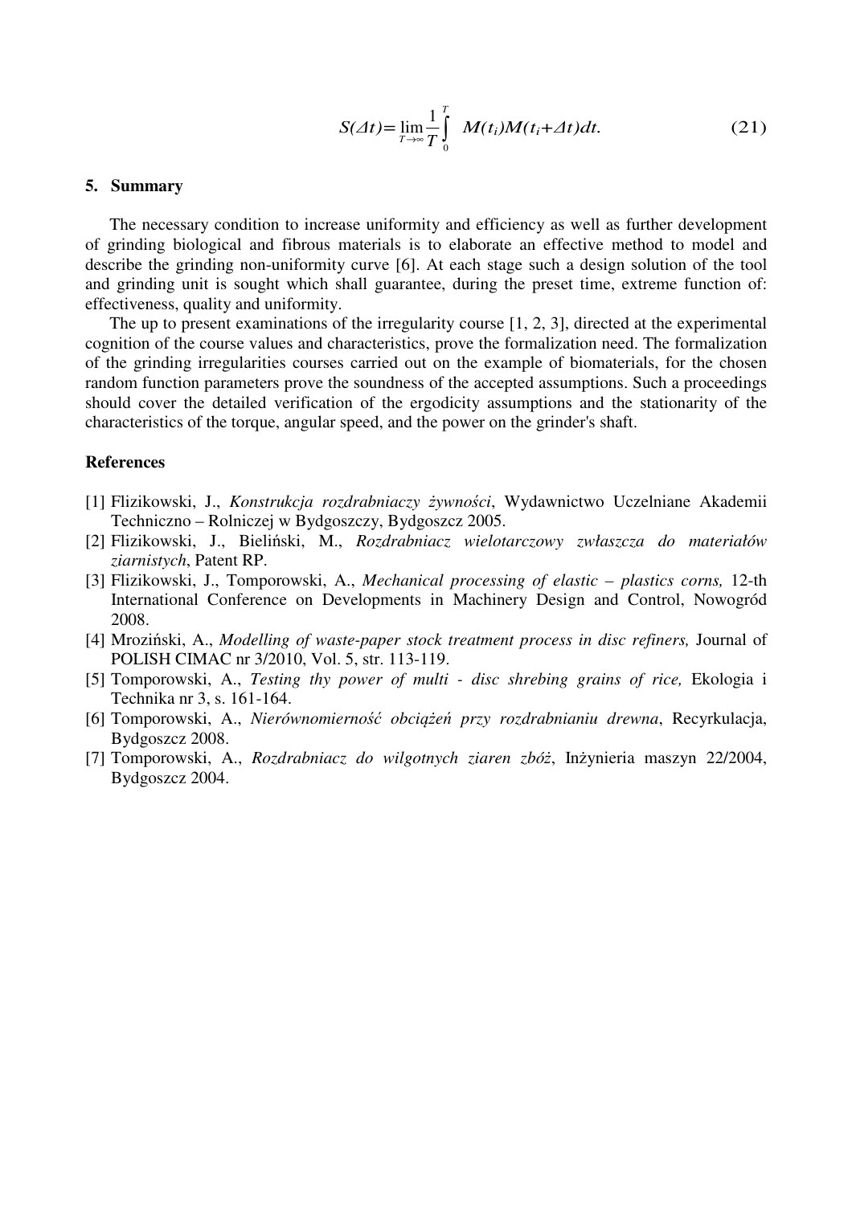$$S(\Delta t) = \lim_{T \to \infty} \frac{1}{T} \int_0^T M(t_i) M(t_i + \Delta t) dt. \tag{21}$$

## 5. Summary

The necessary condition to increase uniformity and efficiency as well as further development of grinding biological and fibrous materials is to elaborate an effective method to model and describe the grinding non-uniformity curve [6]. At each stage such a design solution of the tool and grinding unit is sought which shall guarantee, during the preset time, extreme function of: effectiveness, quality and uniformity.

The up to present examinations of the irregularity course [1, 2, 3], directed at the experimental cognition of the course values and characteristics, prove the formalization need. The formalization of the grinding irregularities courses carried out on the example of biomaterials, for the chosen random function parameters prove the soundness of the accepted assumptions. Such a proceedings should cover the detailed verification of the ergodicity assumptions and the stationarity of the characteristics of the torque, angular speed, and the power on the grinder's shaft.

## References

[1] Flizikowski, J., *Konstrukcja rozdrabniaczy żywności*, Wydawnictwo Uczelniane Akademii Techniczno – Rolniczej w Bydgoszczy, Bydgoszcz 2005.

[2] Flizikowski, J., Bieliński, M., *Rozdrabniacz wielotarczowy zwłaszcza do materiałów ziarnistych*, Patent RP.

[3] Flizikowski, J., Tomporowski, A., *Mechanical processing of elastic – plastics corns,* 12-th International Conference on Developments in Machinery Design and Control, Nowogród 2008.

[4] Mroziński, A., *Modelling of waste-paper stock treatment process in disc refiners,* Journal of POLISH CIMAC nr 3/2010, Vol. 5, str. 113-119.

[5] Tomporowski, A., *Testing thy power of multi - disc shrebing grains of rice,* Ekologia i Technika nr 3, s. 161-164.

[6] Tomporowski, A., *Nierównomierność obciążeń przy rozdrabnianiu drewna*, Recyrkulacja, Bydgoszcz 2008.

[7] Tomporowski, A., *Rozdrabniacz do wilgotnych ziaren zbóż*, Inżynieria maszyn 22/2004, Bydgoszcz 2004.